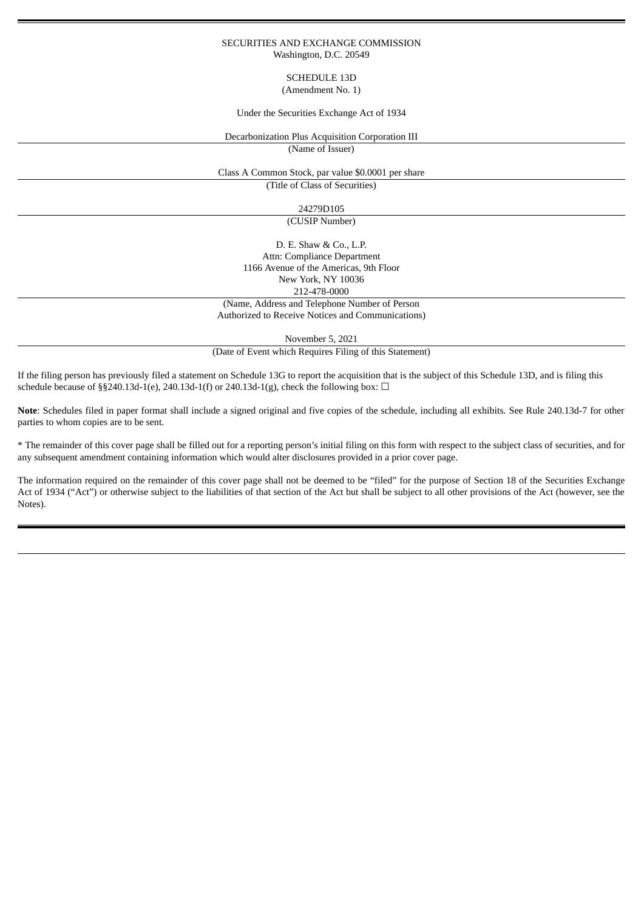SECURITIES AND EXCHANGE COMMISSION
Washington, D.C. 20549

SCHEDULE 13D
(Amendment No. 1)

Under the Securities Exchange Act of 1934

Decarbonization Plus Acquisition Corporation III
(Name of Issuer)

Class A Common Stock, par value $0.0001 per share
(Title of Class of Securities)

24279D105
(CUSIP Number)

D. E. Shaw & Co., L.P.
Attn: Compliance Department
1166 Avenue of the Americas, 9th Floor
New York, NY 10036
212-478-0000
(Name, Address and Telephone Number of Person
Authorized to Receive Notices and Communications)

November 5, 2021
(Date of Event which Requires Filing of this Statement)

If the filing person has previously filed a statement on Schedule 13G to report the acquisition that is the subject of this Schedule 13D, and is filing this schedule because of §§240.13d-1(e), 240.13d-1(f) or 240.13d-1(g), check the following box: ☐

**Note**: Schedules filed in paper format shall include a signed original and five copies of the schedule, including all exhibits. See Rule 240.13d-7 for other parties to whom copies are to be sent.

* The remainder of this cover page shall be filled out for a reporting person's initial filing on this form with respect to the subject class of securities, and for any subsequent amendment containing information which would alter disclosures provided in a prior cover page.

The information required on the remainder of this cover page shall not be deemed to be "filed" for the purpose of Section 18 of the Securities Exchange Act of 1934 ("Act") or otherwise subject to the liabilities of that section of the Act but shall be subject to all other provisions of the Act (however, see the Notes).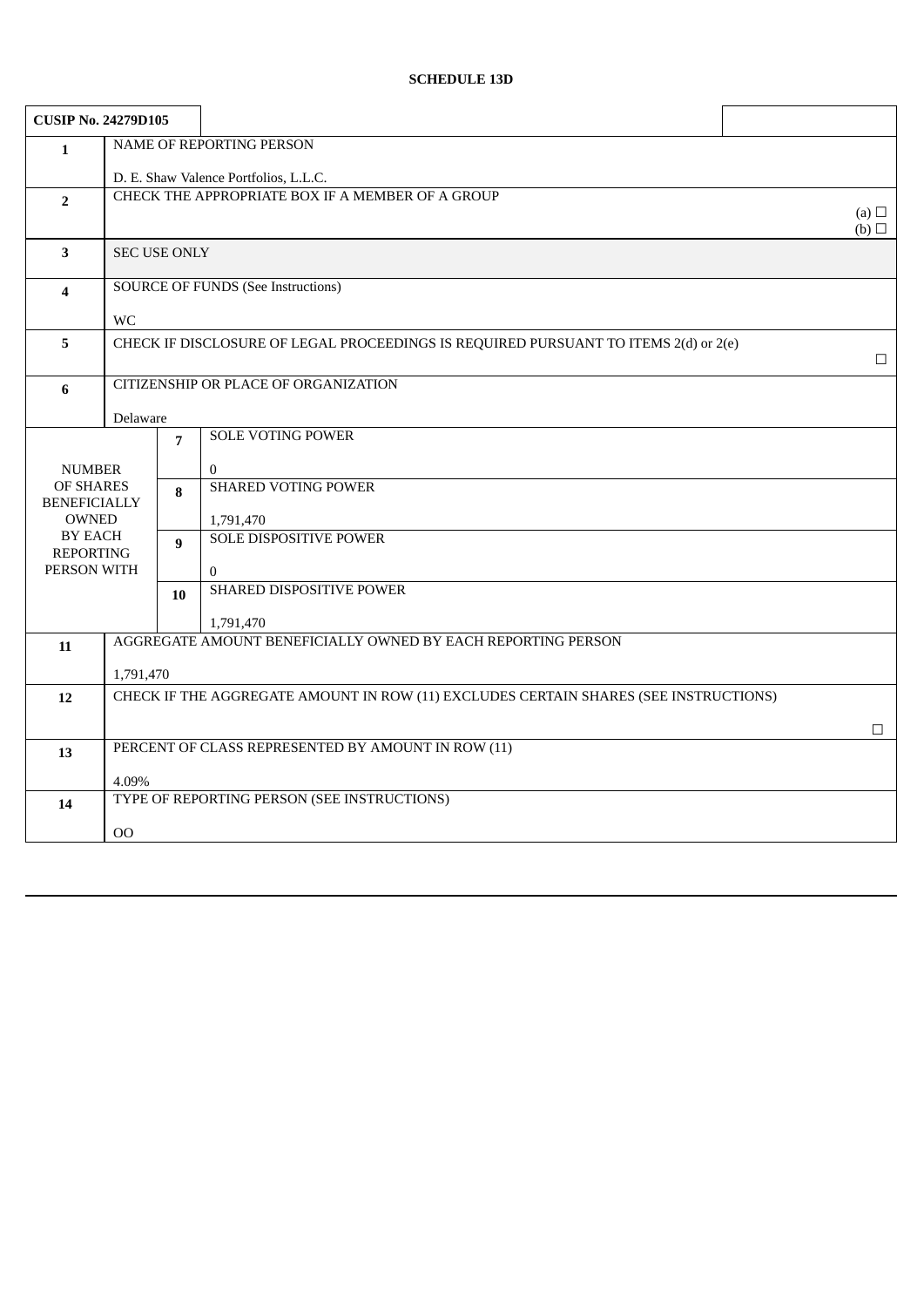**SCHEDULE 13D**

| CUSIP No. 24279D105 | | | |
|---|---|---|---|
| 1 | NAME OF REPORTING PERSON<br><br>D. E. Shaw Valence Portfolios, L.L.C. | | |
| 2 | CHECK THE APPROPRIATE BOX IF A MEMBER OF A GROUP<br>(a) ☐<br>(b) ☐ | | |
| 3 | SEC USE ONLY | | |
| 4 | SOURCE OF FUNDS (See Instructions)<br><br>WC | | |
| 5 | CHECK IF DISCLOSURE OF LEGAL PROCEEDINGS IS REQUIRED PURSUANT TO ITEMS 2(d) or 2(e)<br>☐ | | |
| 6 | CITIZENSHIP OR PLACE OF ORGANIZATION<br><br>Delaware | | |
| NUMBER OF SHARES BENEFICIALLY OWNED BY EACH REPORTING PERSON WITH | | 7 | SOLE VOTING POWER<br><br>0 |
| | | 8 | SHARED VOTING POWER<br><br>1,791,470 |
| | | 9 | SOLE DISPOSITIVE POWER<br><br>0 |
| | | 10 | SHARED DISPOSITIVE POWER<br><br>1,791,470 |
| 11 | AGGREGATE AMOUNT BENEFICIALLY OWNED BY EACH REPORTING PERSON<br><br>1,791,470 | | |
| 12 | CHECK IF THE AGGREGATE AMOUNT IN ROW (11) EXCLUDES CERTAIN SHARES (SEE INSTRUCTIONS)<br>☐ | | |
| 13 | PERCENT OF CLASS REPRESENTED BY AMOUNT IN ROW (11)<br><br>4.09% | | |
| 14 | TYPE OF REPORTING PERSON (SEE INSTRUCTIONS)<br><br>OO | | |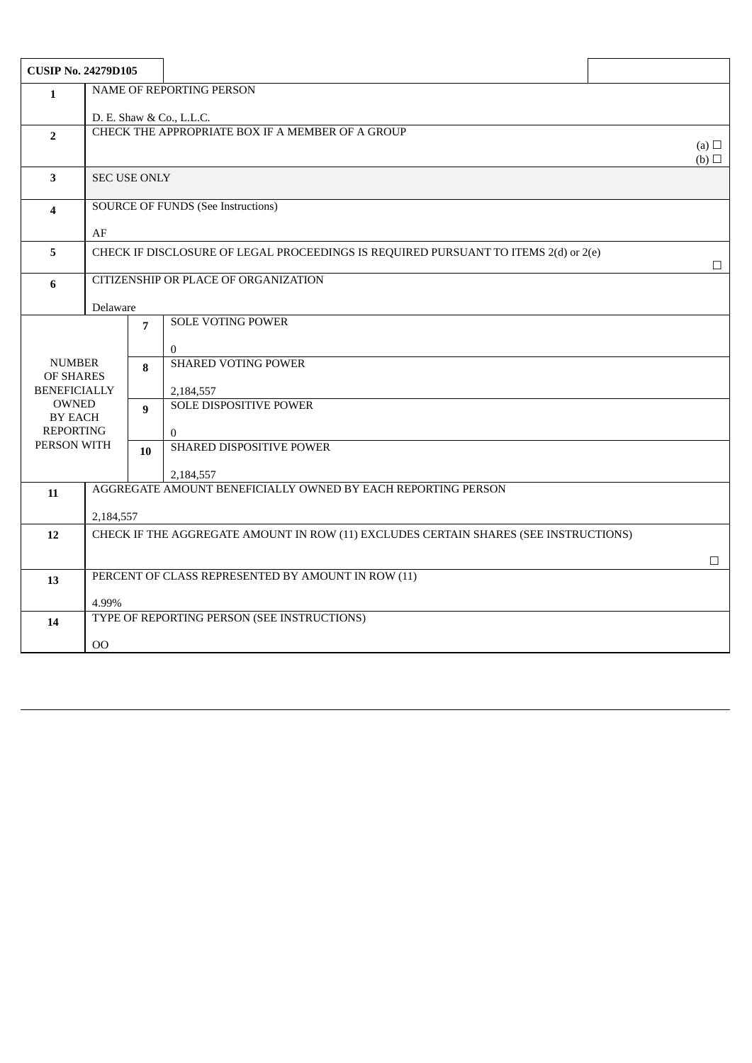| CUSIP No. 24279D105 | | | |
|---|---|---|---|
| 1 | NAME OF REPORTING PERSON<br><br>D. E. Shaw & Co., L.L.C. | | |
| 2 | CHECK THE APPROPRIATE BOX IF A MEMBER OF A GROUP | | (a) ☐<br>(b) ☐ |
| 3 | SEC USE ONLY | | |
| 4 | SOURCE OF FUNDS (See Instructions)<br><br>AF | | |
| 5 | CHECK IF DISCLOSURE OF LEGAL PROCEEDINGS IS REQUIRED PURSUANT TO ITEMS 2(d) or 2(e) | | ☐ |
| 6 | CITIZENSHIP OR PLACE OF ORGANIZATION<br><br>Delaware | | |
| NUMBER OF SHARES BENEFICIALLY OWNED BY EACH REPORTING PERSON WITH | 7 | SOLE VOTING POWER<br><br>0 | |
| | 8 | SHARED VOTING POWER<br><br>2,184,557 | |
| | 9 | SOLE DISPOSITIVE POWER<br><br>0 | |
| | 10 | SHARED DISPOSITIVE POWER<br><br>2,184,557 | |
| 11 | AGGREGATE AMOUNT BENEFICIALLY OWNED BY EACH REPORTING PERSON<br><br>2,184,557 | | |
| 12 | CHECK IF THE AGGREGATE AMOUNT IN ROW (11) EXCLUDES CERTAIN SHARES (SEE INSTRUCTIONS) | | ☐ |
| 13 | PERCENT OF CLASS REPRESENTED BY AMOUNT IN ROW (11)<br><br>4.99% | | |
| 14 | TYPE OF REPORTING PERSON (SEE INSTRUCTIONS)<br><br>OO | | |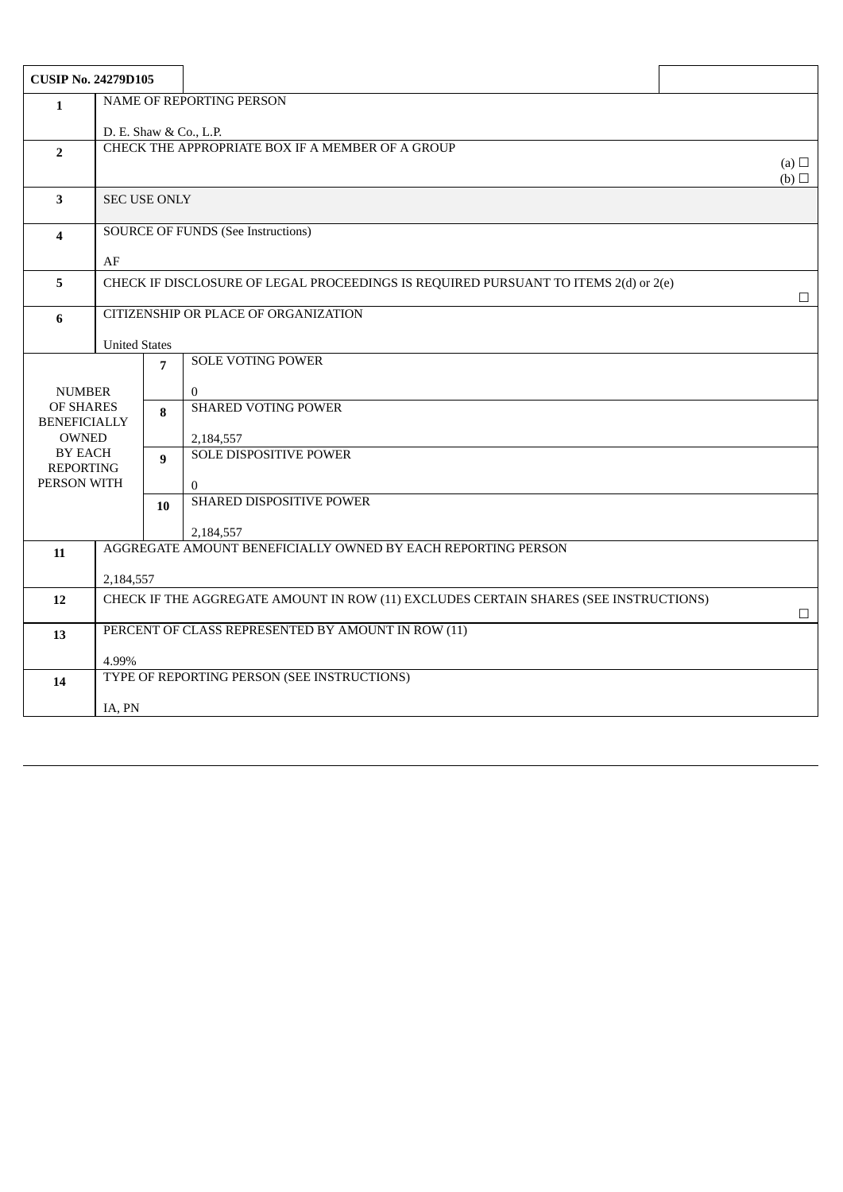| CUSIP No. 24279D105 | | | |
|---|---|---|---|
| 1 | NAME OF REPORTING PERSON<br><br>D. E. Shaw & Co., L.P. | | |
| 2 | CHECK THE APPROPRIATE BOX IF A MEMBER OF A GROUP | | (a) ☐<br>(b) ☐ |
| 3 | SEC USE ONLY | | |
| 4 | SOURCE OF FUNDS (See Instructions)<br><br>AF | | |
| 5 | CHECK IF DISCLOSURE OF LEGAL PROCEEDINGS IS REQUIRED PURSUANT TO ITEMS 2(d) or 2(e) | | ☐ |
| 6 | CITIZENSHIP OR PLACE OF ORGANIZATION<br><br>United States | | |
| NUMBER OF SHARES BENEFICIALLY OWNED BY EACH REPORTING PERSON WITH | 7 | SOLE VOTING POWER<br><br>0 | |
| | 8 | SHARED VOTING POWER<br><br>2,184,557 | |
| | 9 | SOLE DISPOSITIVE POWER<br><br>0 | |
| | 10 | SHARED DISPOSITIVE POWER<br><br>2,184,557 | |
| 11 | AGGREGATE AMOUNT BENEFICIALLY OWNED BY EACH REPORTING PERSON<br><br>2,184,557 | | |
| 12 | CHECK IF THE AGGREGATE AMOUNT IN ROW (11) EXCLUDES CERTAIN SHARES (SEE INSTRUCTIONS) | | ☐ |
| 13 | PERCENT OF CLASS REPRESENTED BY AMOUNT IN ROW (11)<br><br>4.99% | | |
| 14 | TYPE OF REPORTING PERSON (SEE INSTRUCTIONS)<br><br>IA, PN | | |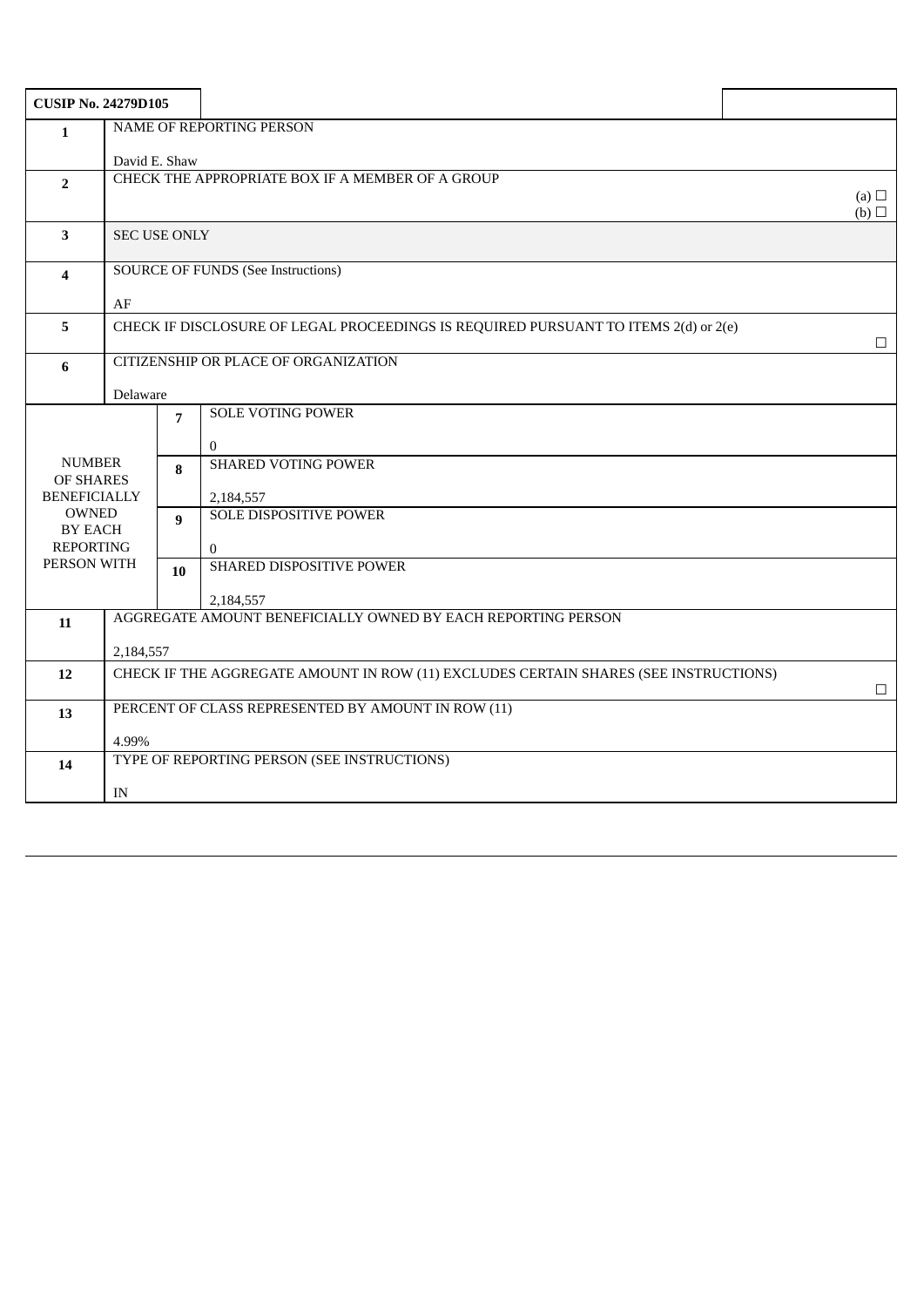| CUSIP No. 24279D105 | | | |
|---|---|---|---|
| 1 | NAME OF REPORTING PERSON<br><br>David E. Shaw | | |
| 2 | CHECK THE APPROPRIATE BOX IF A MEMBER OF A GROUP<br>(a) ☐<br>(b) ☐ | | |
| 3 | SEC USE ONLY | | |
| 4 | SOURCE OF FUNDS (See Instructions)<br><br>AF | | |
| 5 | CHECK IF DISCLOSURE OF LEGAL PROCEEDINGS IS REQUIRED PURSUANT TO ITEMS 2(d) or 2(e) ☐ | | |
| 6 | CITIZENSHIP OR PLACE OF ORGANIZATION<br><br>Delaware | | |
| NUMBER OF SHARES BENEFICIALLY OWNED BY EACH REPORTING PERSON WITH | | 7 | SOLE VOTING POWER<br><br>0 |
| | | 8 | SHARED VOTING POWER<br><br>2,184,557 |
| | | 9 | SOLE DISPOSITIVE POWER<br><br>0 |
| | | 10 | SHARED DISPOSITIVE POWER<br><br>2,184,557 |
| 11 | AGGREGATE AMOUNT BENEFICIALLY OWNED BY EACH REPORTING PERSON<br><br>2,184,557 | | |
| 12 | CHECK IF THE AGGREGATE AMOUNT IN ROW (11) EXCLUDES CERTAIN SHARES (SEE INSTRUCTIONS) ☐ | | |
| 13 | PERCENT OF CLASS REPRESENTED BY AMOUNT IN ROW (11)<br><br>4.99% | | |
| 14 | TYPE OF REPORTING PERSON (SEE INSTRUCTIONS)<br><br>IN | | |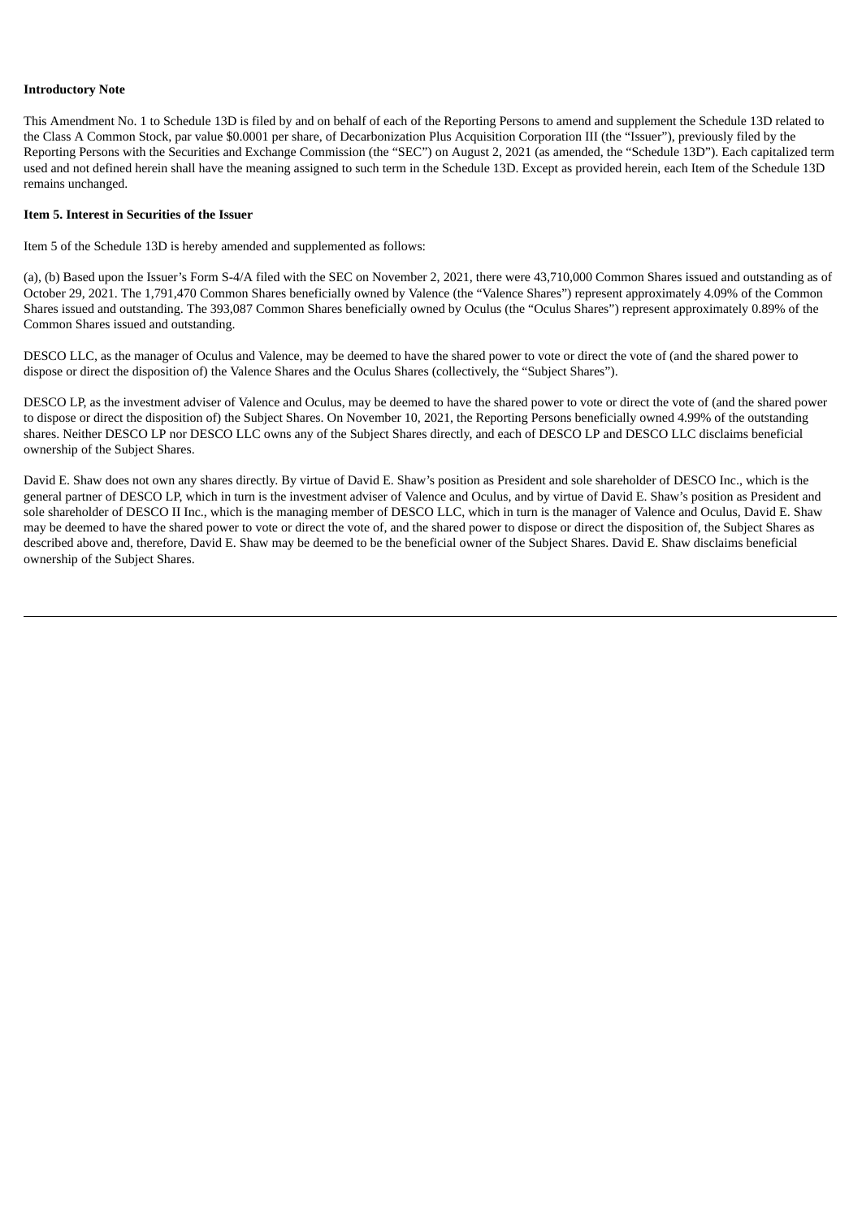**Introductory Note**

This Amendment No. 1 to Schedule 13D is filed by and on behalf of each of the Reporting Persons to amend and supplement the Schedule 13D related to the Class A Common Stock, par value $0.0001 per share, of Decarbonization Plus Acquisition Corporation III (the "Issuer"), previously filed by the Reporting Persons with the Securities and Exchange Commission (the "SEC") on August 2, 2021 (as amended, the "Schedule 13D"). Each capitalized term used and not defined herein shall have the meaning assigned to such term in the Schedule 13D. Except as provided herein, each Item of the Schedule 13D remains unchanged.

**Item 5. Interest in Securities of the Issuer**

Item 5 of the Schedule 13D is hereby amended and supplemented as follows:

(a), (b) Based upon the Issuer's Form S-4/A filed with the SEC on November 2, 2021, there were 43,710,000 Common Shares issued and outstanding as of October 29, 2021. The 1,791,470 Common Shares beneficially owned by Valence (the "Valence Shares") represent approximately 4.09% of the Common Shares issued and outstanding. The 393,087 Common Shares beneficially owned by Oculus (the "Oculus Shares") represent approximately 0.89% of the Common Shares issued and outstanding.

DESCO LLC, as the manager of Oculus and Valence, may be deemed to have the shared power to vote or direct the vote of (and the shared power to dispose or direct the disposition of) the Valence Shares and the Oculus Shares (collectively, the "Subject Shares").

DESCO LP, as the investment adviser of Valence and Oculus, may be deemed to have the shared power to vote or direct the vote of (and the shared power to dispose or direct the disposition of) the Subject Shares. On November 10, 2021, the Reporting Persons beneficially owned 4.99% of the outstanding shares. Neither DESCO LP nor DESCO LLC owns any of the Subject Shares directly, and each of DESCO LP and DESCO LLC disclaims beneficial ownership of the Subject Shares.

David E. Shaw does not own any shares directly. By virtue of David E. Shaw's position as President and sole shareholder of DESCO Inc., which is the general partner of DESCO LP, which in turn is the investment adviser of Valence and Oculus, and by virtue of David E. Shaw's position as President and sole shareholder of DESCO II Inc., which is the managing member of DESCO LLC, which in turn is the manager of Valence and Oculus, David E. Shaw may be deemed to have the shared power to vote or direct the vote of, and the shared power to dispose or direct the disposition of, the Subject Shares as described above and, therefore, David E. Shaw may be deemed to be the beneficial owner of the Subject Shares. David E. Shaw disclaims beneficial ownership of the Subject Shares.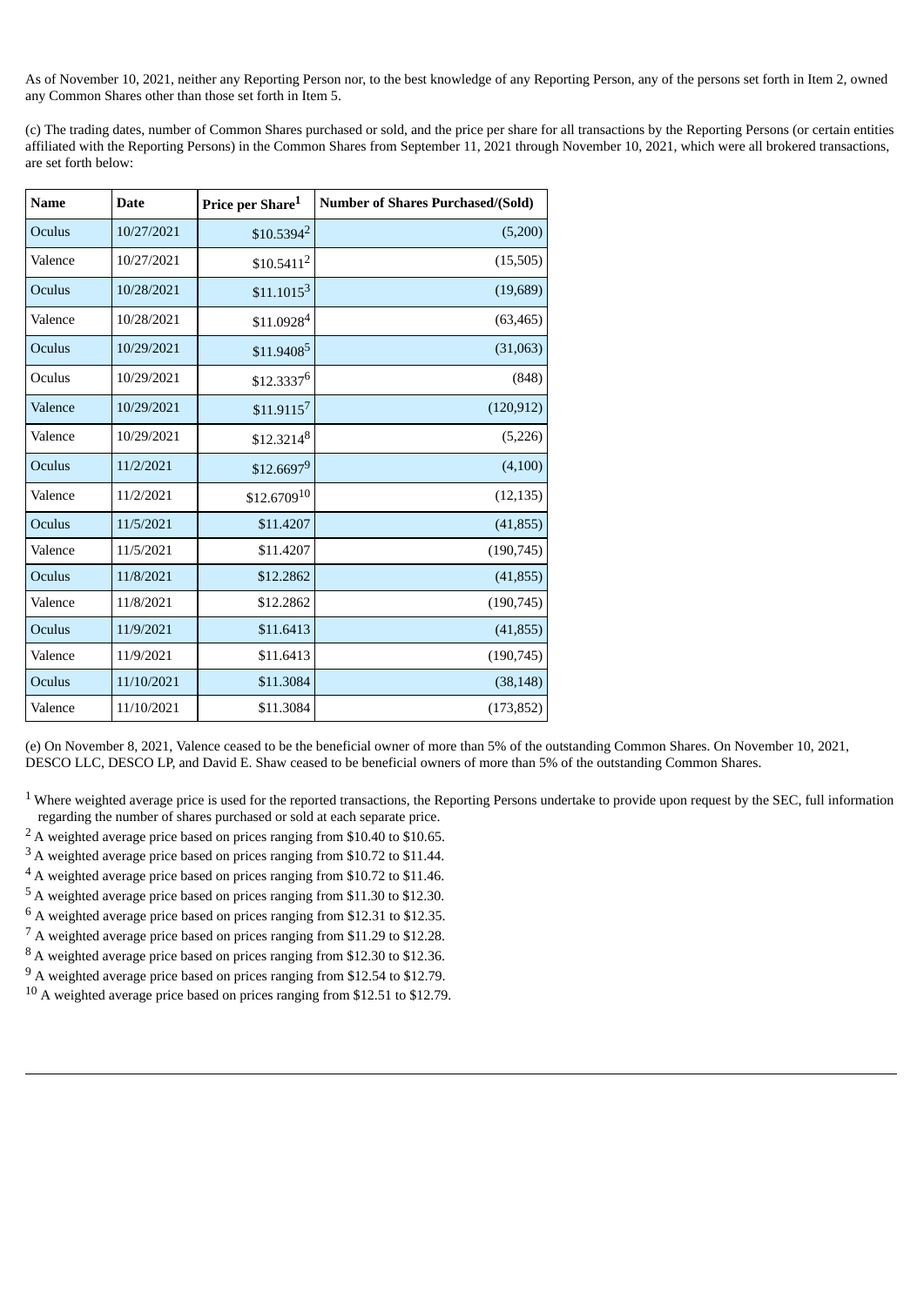As of November 10, 2021, neither any Reporting Person nor, to the best knowledge of any Reporting Person, any of the persons set forth in Item 2, owned any Common Shares other than those set forth in Item 5.

(c) The trading dates, number of Common Shares purchased or sold, and the price per share for all transactions by the Reporting Persons (or certain entities affiliated with the Reporting Persons) in the Common Shares from September 11, 2021 through November 10, 2021, which were all brokered transactions, are set forth below:

| Name | Date | Price per Share[1] | Number of Shares Purchased/(Sold) |
|---|---|---|---|
| Oculus | 10/27/2021 | $10.5394[2] | (5,200) |
| Valence | 10/27/2021 | $10.5411[2] | (15,505) |
| Oculus | 10/28/2021 | $11.1015[3] | (19,689) |
| Valence | 10/28/2021 | $11.0928[4] | (63,465) |
| Oculus | 10/29/2021 | $11.9408[5] | (31,063) |
| Oculus | 10/29/2021 | $12.3337[6] | (848) |
| Valence | 10/29/2021 | $11.9115[7] | (120,912) |
| Valence | 10/29/2021 | $12.3214[8] | (5,226) |
| Oculus | 11/2/2021 | $12.6697[9] | (4,100) |
| Valence | 11/2/2021 | $12.6709[10] | (12,135) |
| Oculus | 11/5/2021 | $11.4207 | (41,855) |
| Valence | 11/5/2021 | $11.4207 | (190,745) |
| Oculus | 11/8/2021 | $12.2862 | (41,855) |
| Valence | 11/8/2021 | $12.2862 | (190,745) |
| Oculus | 11/9/2021 | $11.6413 | (41,855) |
| Valence | 11/9/2021 | $11.6413 | (190,745) |
| Oculus | 11/10/2021 | $11.3084 | (38,148) |
| Valence | 11/10/2021 | $11.3084 | (173,852) |

(e) On November 8, 2021, Valence ceased to be the beneficial owner of more than 5% of the outstanding Common Shares. On November 10, 2021, DESCO LLC, DESCO LP, and David E. Shaw ceased to be beneficial owners of more than 5% of the outstanding Common Shares.

[1] Where weighted average price is used for the reported transactions, the Reporting Persons undertake to provide upon request by the SEC, full information regarding the number of shares purchased or sold at each separate price.

[2] A weighted average price based on prices ranging from $10.40 to $10.65.

[3] A weighted average price based on prices ranging from $10.72 to $11.44.

[4] A weighted average price based on prices ranging from $10.72 to $11.46.

[5] A weighted average price based on prices ranging from $11.30 to $12.30.

[6] A weighted average price based on prices ranging from $12.31 to $12.35.

[7] A weighted average price based on prices ranging from $11.29 to $12.28.

[8] A weighted average price based on prices ranging from $12.30 to $12.36.

[9] A weighted average price based on prices ranging from $12.54 to $12.79.

[10] A weighted average price based on prices ranging from $12.51 to $12.79.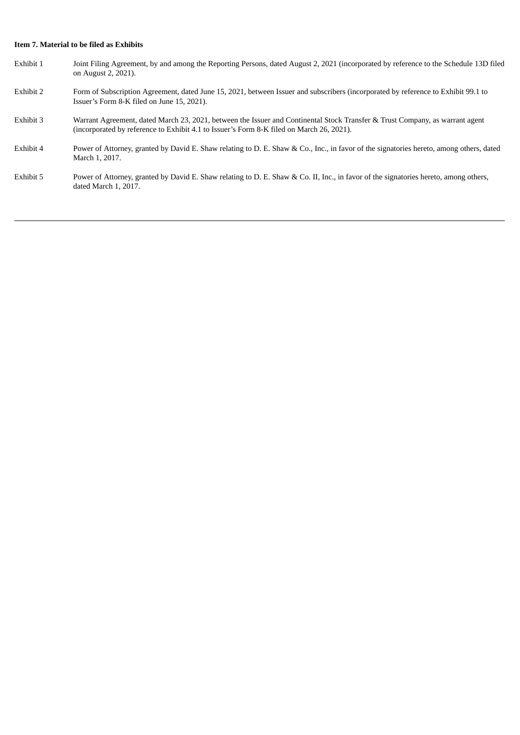**Item 7. Material to be filed as Exhibits**

| | |
|---|---|
| Exhibit 1 | Joint Filing Agreement, by and among the Reporting Persons, dated August 2, 2021 (incorporated by reference to the Schedule 13D filed on August 2, 2021). |
| Exhibit 2 | Form of Subscription Agreement, dated June 15, 2021, between Issuer and subscribers (incorporated by reference to Exhibit 99.1 to Issuer's Form 8-K filed on June 15, 2021). |
| Exhibit 3 | Warrant Agreement, dated March 23, 2021, between the Issuer and Continental Stock Transfer & Trust Company, as warrant agent (incorporated by reference to Exhibit 4.1 to Issuer's Form 8-K filed on March 26, 2021). |
| Exhibit 4 | Power of Attorney, granted by David E. Shaw relating to D. E. Shaw & Co., Inc., in favor of the signatories hereto, among others, dated March 1, 2017. |
| Exhibit 5 | Power of Attorney, granted by David E. Shaw relating to D. E. Shaw & Co. II, Inc., in favor of the signatories hereto, among others, dated March 1, 2017. |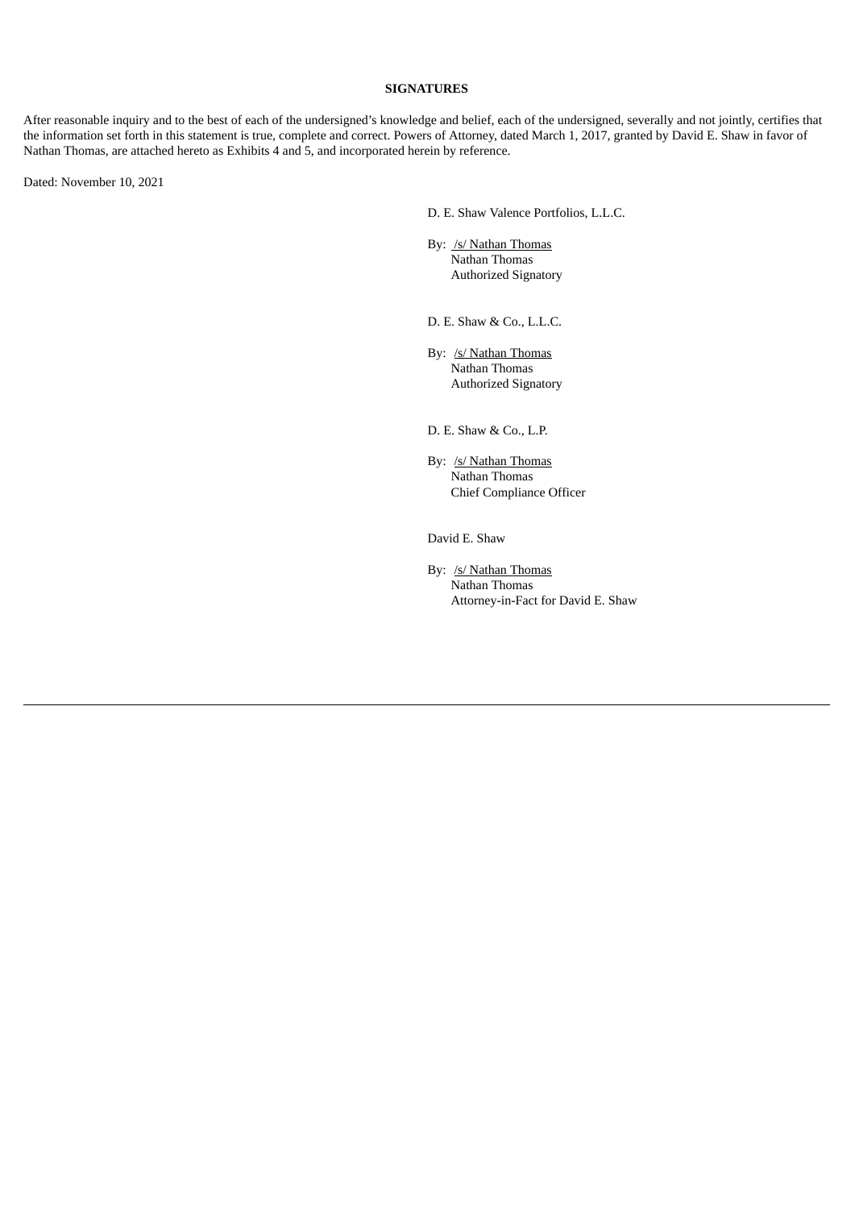**SIGNATURES**

After reasonable inquiry and to the best of each of the undersigned's knowledge and belief, each of the undersigned, severally and not jointly, certifies that the information set forth in this statement is true, complete and correct. Powers of Attorney, dated March 1, 2017, granted by David E. Shaw in favor of Nathan Thomas, are attached hereto as Exhibits 4 and 5, and incorporated herein by reference.

Dated: November 10, 2021

D. E. Shaw Valence Portfolios, L.L.C.

By: /s/ Nathan Thomas
Nathan Thomas
Authorized Signatory

D. E. Shaw & Co., L.L.C.

By: /s/ Nathan Thomas
Nathan Thomas
Authorized Signatory

D. E. Shaw & Co., L.P.

By: /s/ Nathan Thomas
Nathan Thomas
Chief Compliance Officer

David E. Shaw

By: /s/ Nathan Thomas
Nathan Thomas
Attorney-in-Fact for David E. Shaw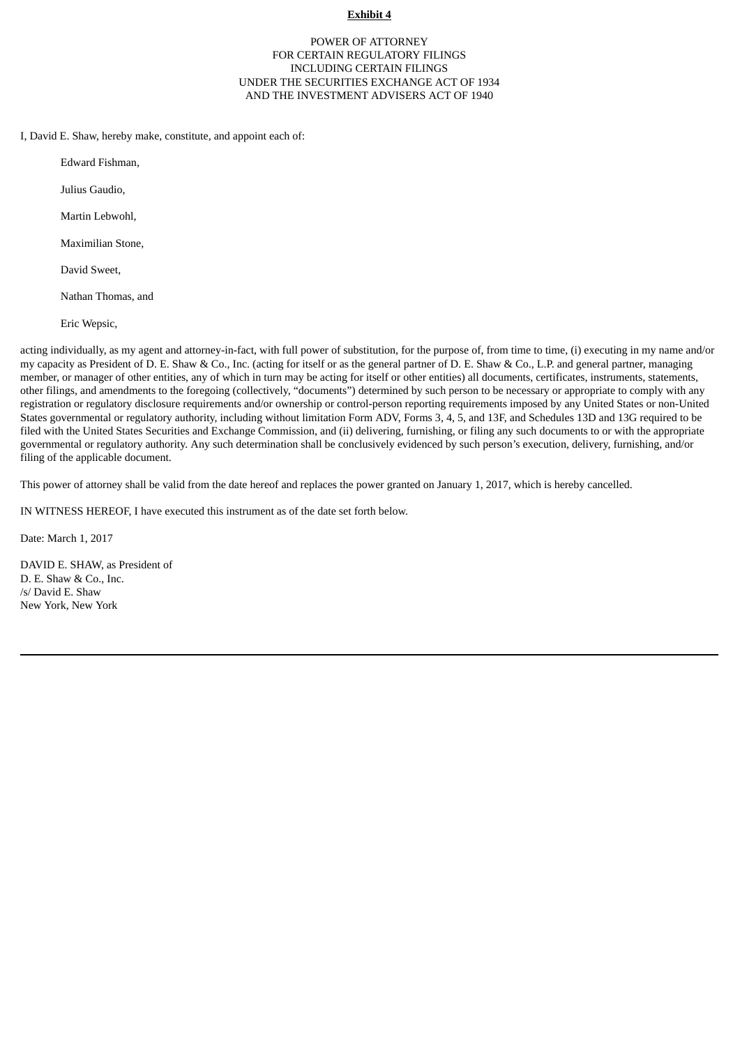**Exhibit 4**

POWER OF ATTORNEY
FOR CERTAIN REGULATORY FILINGS
INCLUDING CERTAIN FILINGS
UNDER THE SECURITIES EXCHANGE ACT OF 1934
AND THE INVESTMENT ADVISERS ACT OF 1940

I, David E. Shaw, hereby make, constitute, and appoint each of:

Edward Fishman,

Julius Gaudio,

Martin Lebwohl,

Maximilian Stone,

David Sweet,

Nathan Thomas, and

Eric Wepsic,

acting individually, as my agent and attorney-in-fact, with full power of substitution, for the purpose of, from time to time, (i) executing in my name and/or my capacity as President of D. E. Shaw & Co., Inc. (acting for itself or as the general partner of D. E. Shaw & Co., L.P. and general partner, managing member, or manager of other entities, any of which in turn may be acting for itself or other entities) all documents, certificates, instruments, statements, other filings, and amendments to the foregoing (collectively, "documents") determined by such person to be necessary or appropriate to comply with any registration or regulatory disclosure requirements and/or ownership or control-person reporting requirements imposed by any United States or non-United States governmental or regulatory authority, including without limitation Form ADV, Forms 3, 4, 5, and 13F, and Schedules 13D and 13G required to be filed with the United States Securities and Exchange Commission, and (ii) delivering, furnishing, or filing any such documents to or with the appropriate governmental or regulatory authority. Any such determination shall be conclusively evidenced by such person's execution, delivery, furnishing, and/or filing of the applicable document.

This power of attorney shall be valid from the date hereof and replaces the power granted on January 1, 2017, which is hereby cancelled.

IN WITNESS HEREOF, I have executed this instrument as of the date set forth below.

Date: March 1, 2017

DAVID E. SHAW, as President of
D. E. Shaw & Co., Inc.
/s/ David E. Shaw
New York, New York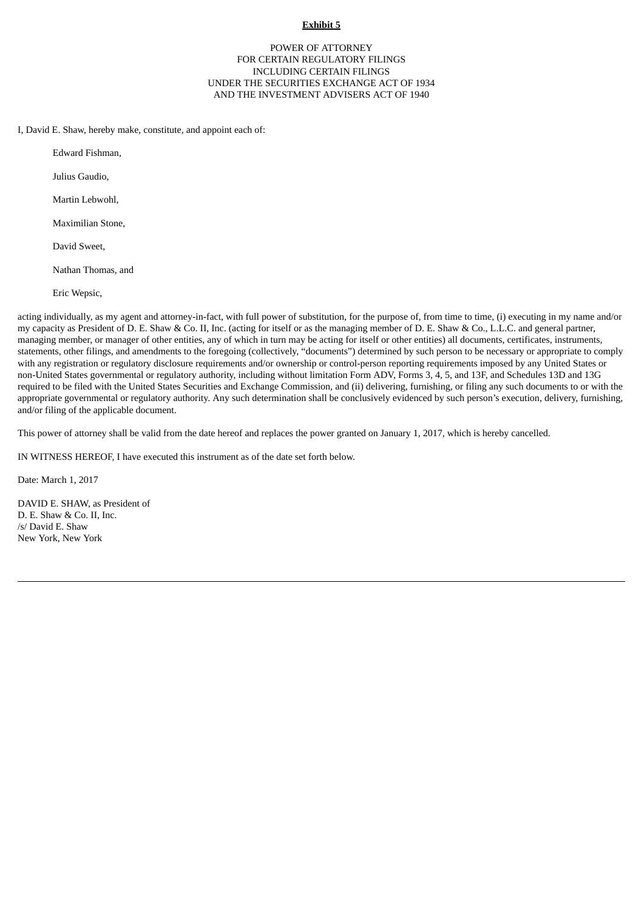**Exhibit 5**

POWER OF ATTORNEY
FOR CERTAIN REGULATORY FILINGS
INCLUDING CERTAIN FILINGS
UNDER THE SECURITIES EXCHANGE ACT OF 1934
AND THE INVESTMENT ADVISERS ACT OF 1940

I, David E. Shaw, hereby make, constitute, and appoint each of:

Edward Fishman,

Julius Gaudio,

Martin Lebwohl,

Maximilian Stone,

David Sweet,

Nathan Thomas, and

Eric Wepsic,

acting individually, as my agent and attorney-in-fact, with full power of substitution, for the purpose of, from time to time, (i) executing in my name and/or my capacity as President of D. E. Shaw & Co. II, Inc. (acting for itself or as the managing member of D. E. Shaw & Co., L.L.C. and general partner, managing member, or manager of other entities, any of which in turn may be acting for itself or other entities) all documents, certificates, instruments, statements, other filings, and amendments to the foregoing (collectively, "documents") determined by such person to be necessary or appropriate to comply with any registration or regulatory disclosure requirements and/or ownership or control-person reporting requirements imposed by any United States or non-United States governmental or regulatory authority, including without limitation Form ADV, Forms 3, 4, 5, and 13F, and Schedules 13D and 13G required to be filed with the United States Securities and Exchange Commission, and (ii) delivering, furnishing, or filing any such documents to or with the appropriate governmental or regulatory authority. Any such determination shall be conclusively evidenced by such person's execution, delivery, furnishing, and/or filing of the applicable document.

This power of attorney shall be valid from the date hereof and replaces the power granted on January 1, 2017, which is hereby cancelled.

IN WITNESS HEREOF, I have executed this instrument as of the date set forth below.

Date: March 1, 2017

DAVID E. SHAW, as President of
D. E. Shaw & Co. II, Inc.
/s/ David E. Shaw
New York, New York